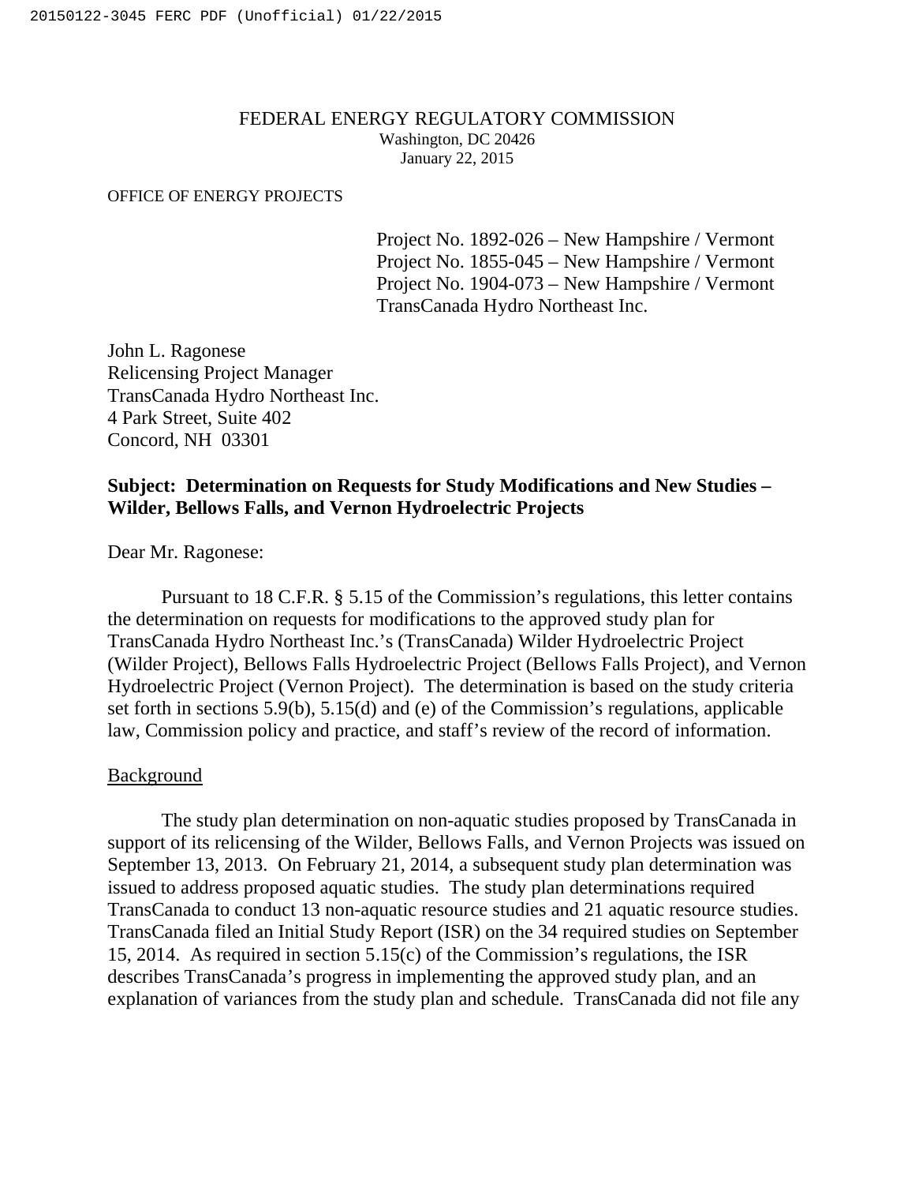FEDERAL ENERGY REGULATORY COMMISSION
Washington, DC 20426
January 22, 2015

OFFICE OF ENERGY PROJECTS

Project No. 1892-026 – New Hampshire / Vermont
Project No. 1855-045 – New Hampshire / Vermont
Project No. 1904-073 – New Hampshire / Vermont
TransCanada Hydro Northeast Inc.

John L. Ragonese
Relicensing Project Manager
TransCanada Hydro Northeast Inc.
4 Park Street, Suite 402
Concord, NH 03301

**Subject: Determination on Requests for Study Modifications and New Studies – Wilder, Bellows Falls, and Vernon Hydroelectric Projects**

Dear Mr. Ragonese:

Pursuant to 18 C.F.R. § 5.15 of the Commission's regulations, this letter contains the determination on requests for modifications to the approved study plan for TransCanada Hydro Northeast Inc.'s (TransCanada) Wilder Hydroelectric Project (Wilder Project), Bellows Falls Hydroelectric Project (Bellows Falls Project), and Vernon Hydroelectric Project (Vernon Project). The determination is based on the study criteria set forth in sections 5.9(b), 5.15(d) and (e) of the Commission's regulations, applicable law, Commission policy and practice, and staff's review of the record of information.

Background

The study plan determination on non-aquatic studies proposed by TransCanada in support of its relicensing of the Wilder, Bellows Falls, and Vernon Projects was issued on September 13, 2013. On February 21, 2014, a subsequent study plan determination was issued to address proposed aquatic studies. The study plan determinations required TransCanada to conduct 13 non-aquatic resource studies and 21 aquatic resource studies. TransCanada filed an Initial Study Report (ISR) on the 34 required studies on September 15, 2014. As required in section 5.15(c) of the Commission's regulations, the ISR describes TransCanada's progress in implementing the approved study plan, and an explanation of variances from the study plan and schedule. TransCanada did not file any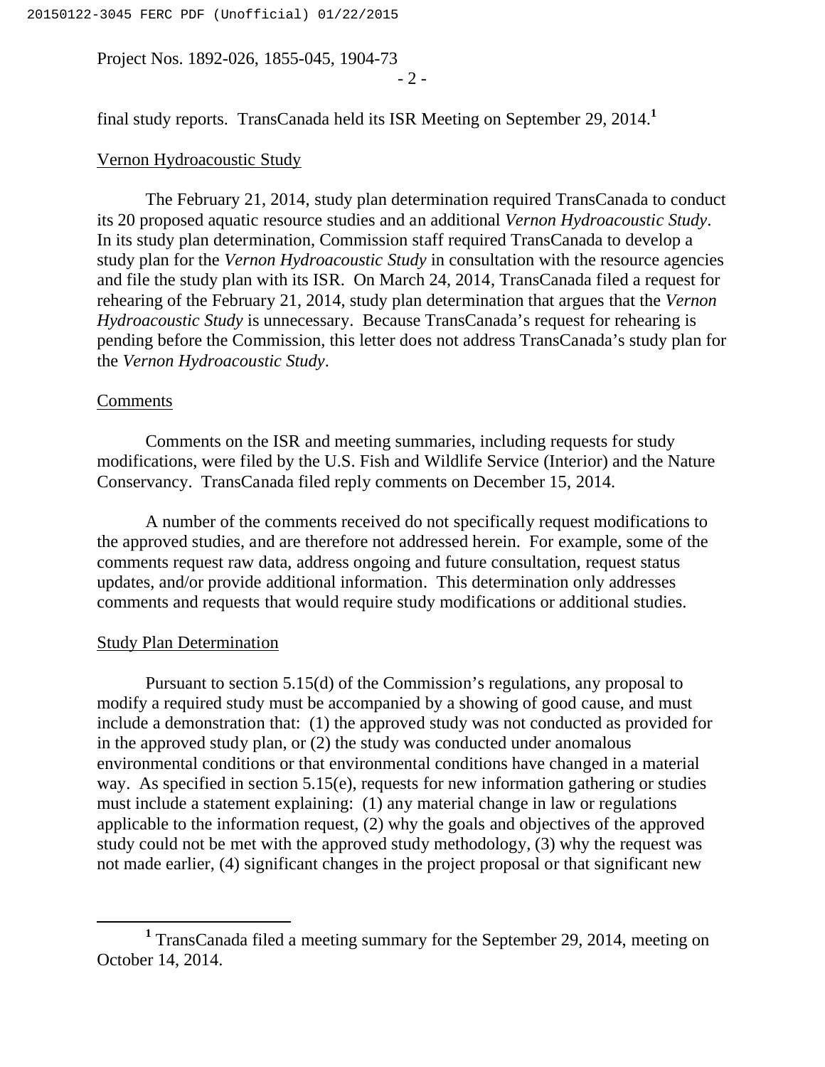final study reports. TransCanada held its ISR Meeting on September 29, 2014.[1]

Vernon Hydroacoustic Study

The February 21, 2014, study plan determination required TransCanada to conduct its 20 proposed aquatic resource studies and an additional *Vernon Hydroacoustic Study*. In its study plan determination, Commission staff required TransCanada to develop a study plan for the *Vernon Hydroacoustic Study* in consultation with the resource agencies and file the study plan with its ISR. On March 24, 2014, TransCanada filed a request for rehearing of the February 21, 2014, study plan determination that argues that the *Vernon Hydroacoustic Study* is unnecessary. Because TransCanada's request for rehearing is pending before the Commission, this letter does not address TransCanada's study plan for the *Vernon Hydroacoustic Study*.

Comments

Comments on the ISR and meeting summaries, including requests for study modifications, were filed by the U.S. Fish and Wildlife Service (Interior) and the Nature Conservancy. TransCanada filed reply comments on December 15, 2014.

A number of the comments received do not specifically request modifications to the approved studies, and are therefore not addressed herein. For example, some of the comments request raw data, address ongoing and future consultation, request status updates, and/or provide additional information. This determination only addresses comments and requests that would require study modifications or additional studies.

Study Plan Determination

Pursuant to section 5.15(d) of the Commission's regulations, any proposal to modify a required study must be accompanied by a showing of good cause, and must include a demonstration that: (1) the approved study was not conducted as provided for in the approved study plan, or (2) the study was conducted under anomalous environmental conditions or that environmental conditions have changed in a material way. As specified in section 5.15(e), requests for new information gathering or studies must include a statement explaining: (1) any material change in law or regulations applicable to the information request, (2) why the goals and objectives of the approved study could not be met with the approved study methodology, (3) why the request was not made earlier, (4) significant changes in the project proposal or that significant new

[1] TransCanada filed a meeting summary for the September 29, 2014, meeting on October 14, 2014.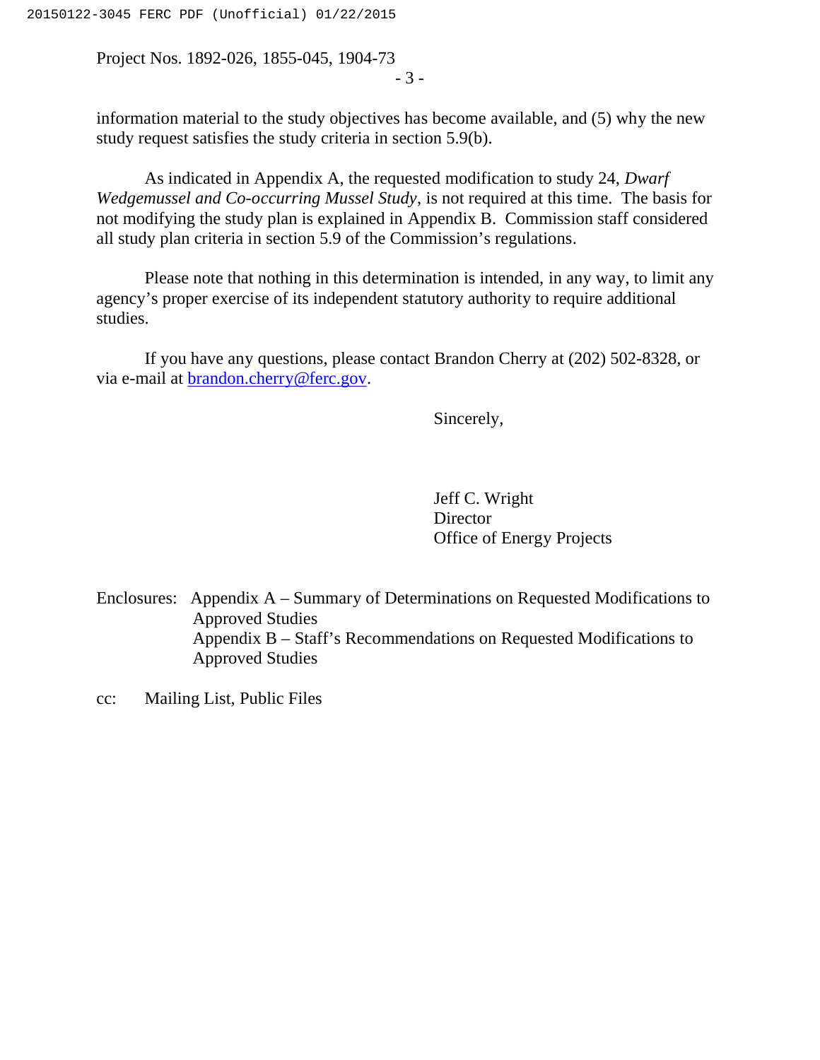information material to the study objectives has become available, and (5) why the new study request satisfies the study criteria in section 5.9(b).

As indicated in Appendix A, the requested modification to study 24, *Dwarf Wedgemussel and Co-occurring Mussel Study*, is not required at this time. The basis for not modifying the study plan is explained in Appendix B. Commission staff considered all study plan criteria in section 5.9 of the Commission's regulations.

Please note that nothing in this determination is intended, in any way, to limit any agency's proper exercise of its independent statutory authority to require additional studies.

If you have any questions, please contact Brandon Cherry at (202) 502-8328, or via e-mail at brandon.cherry@ferc.gov.

Sincerely,

Jeff C. Wright
Director
Office of Energy Projects

Enclosures: Appendix A – Summary of Determinations on Requested Modifications to Approved Studies
Appendix B – Staff's Recommendations on Requested Modifications to Approved Studies

cc: Mailing List, Public Files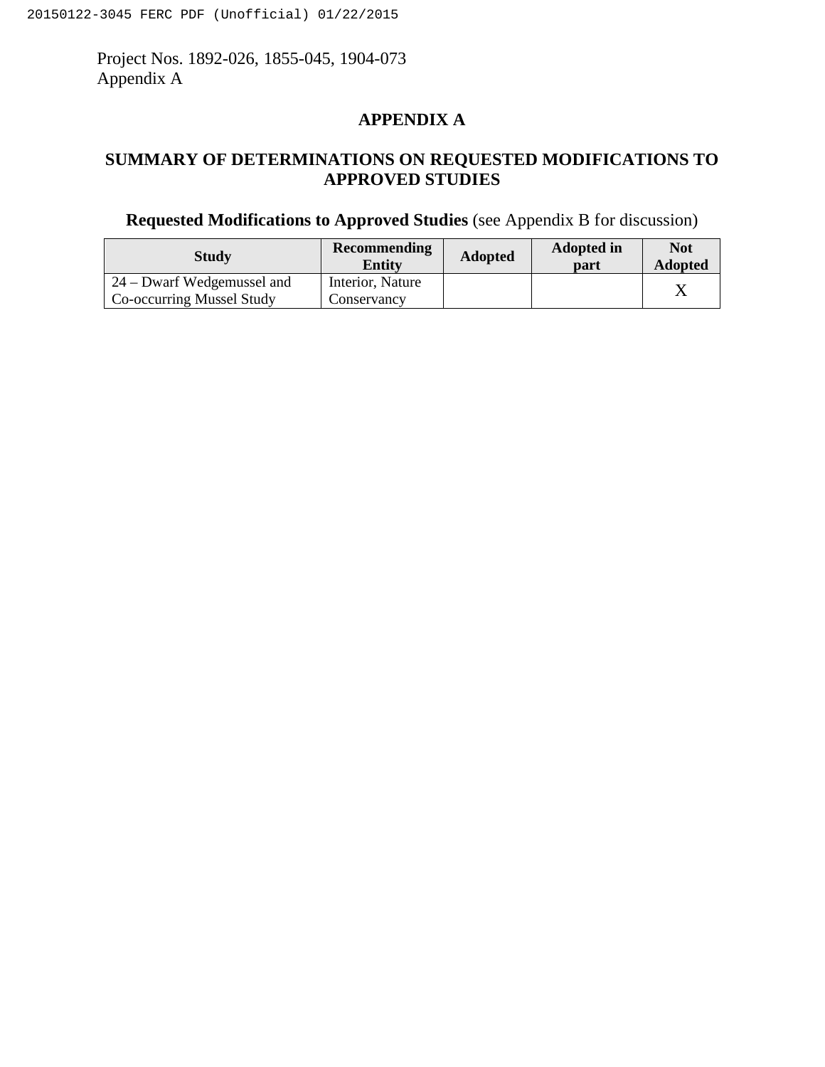# APPENDIX A

## SUMMARY OF DETERMINATIONS ON REQUESTED MODIFICATIONS TO APPROVED STUDIES

**Requested Modifications to Approved Studies** (see Appendix B for discussion)

| Study | Recommending Entity | Adopted | Adopted in part | Not Adopted |
|---|---|---|---|---|
| 24 – Dwarf Wedgemussel and Co-occurring Mussel Study | Interior, Nature Conservancy | | | X |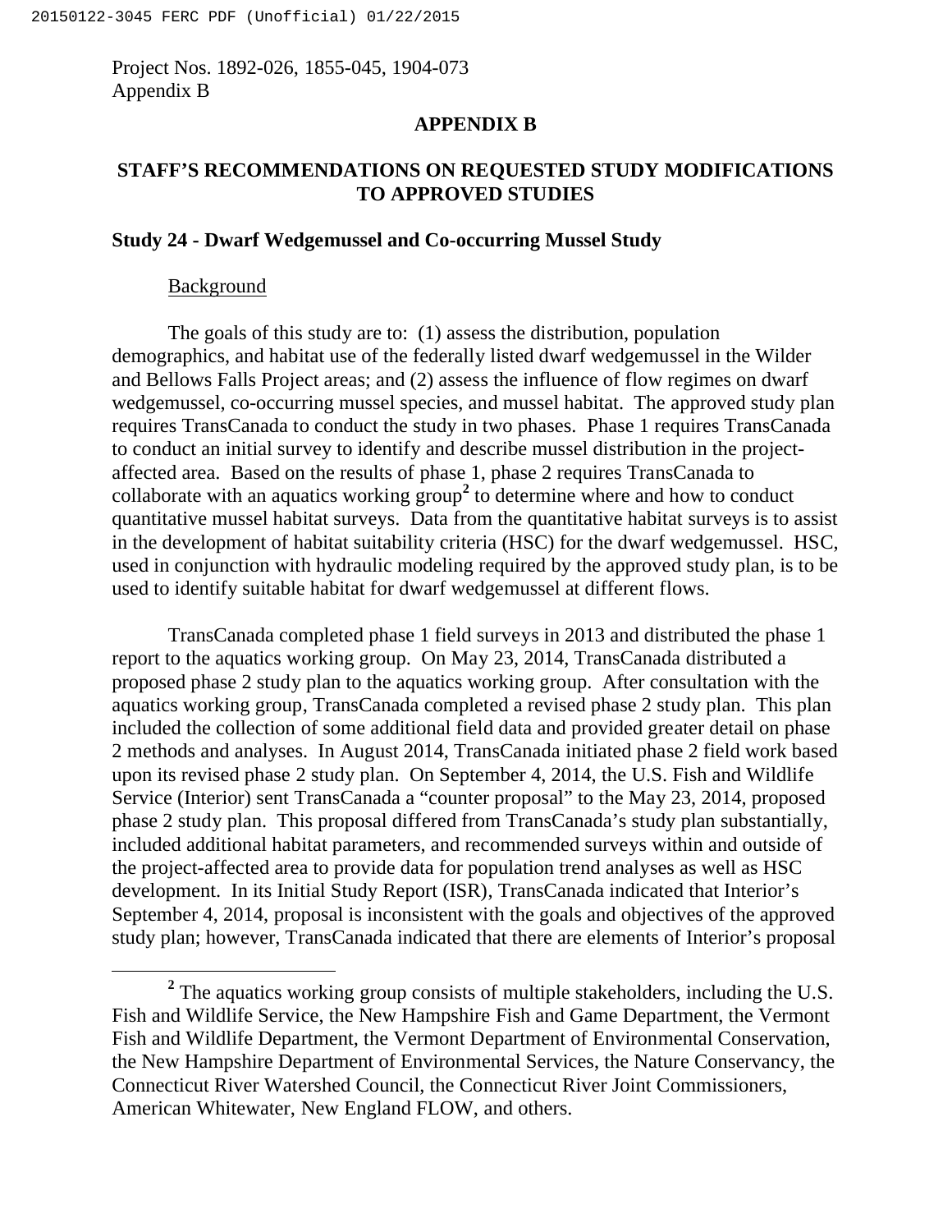Project Nos. 1892-026, 1855-045, 1904-073
Appendix B

## APPENDIX B

## STAFF'S RECOMMENDATIONS ON REQUESTED STUDY MODIFICATIONS TO APPROVED STUDIES

### Study 24 - Dwarf Wedgemussel and Co-occurring Mussel Study

Background

The goals of this study are to: (1) assess the distribution, population demographics, and habitat use of the federally listed dwarf wedgemussel in the Wilder and Bellows Falls Project areas; and (2) assess the influence of flow regimes on dwarf wedgemussel, co-occurring mussel species, and mussel habitat. The approved study plan requires TransCanada to conduct the study in two phases. Phase 1 requires TransCanada to conduct an initial survey to identify and describe mussel distribution in the project-affected area. Based on the results of phase 1, phase 2 requires TransCanada to collaborate with an aquatics working group[2] to determine where and how to conduct quantitative mussel habitat surveys. Data from the quantitative habitat surveys is to assist in the development of habitat suitability criteria (HSC) for the dwarf wedgemussel. HSC, used in conjunction with hydraulic modeling required by the approved study plan, is to be used to identify suitable habitat for dwarf wedgemussel at different flows.

TransCanada completed phase 1 field surveys in 2013 and distributed the phase 1 report to the aquatics working group. On May 23, 2014, TransCanada distributed a proposed phase 2 study plan to the aquatics working group. After consultation with the aquatics working group, TransCanada completed a revised phase 2 study plan. This plan included the collection of some additional field data and provided greater detail on phase 2 methods and analyses. In August 2014, TransCanada initiated phase 2 field work based upon its revised phase 2 study plan. On September 4, 2014, the U.S. Fish and Wildlife Service (Interior) sent TransCanada a "counter proposal" to the May 23, 2014, proposed phase 2 study plan. This proposal differed from TransCanada's study plan substantially, included additional habitat parameters, and recommended surveys within and outside of the project-affected area to provide data for population trend analyses as well as HSC development. In its Initial Study Report (ISR), TransCanada indicated that Interior's September 4, 2014, proposal is inconsistent with the goals and objectives of the approved study plan; however, TransCanada indicated that there are elements of Interior's proposal

[2] The aquatics working group consists of multiple stakeholders, including the U.S. Fish and Wildlife Service, the New Hampshire Fish and Game Department, the Vermont Fish and Wildlife Department, the Vermont Department of Environmental Conservation, the New Hampshire Department of Environmental Services, the Nature Conservancy, the Connecticut River Watershed Council, the Connecticut River Joint Commissioners, American Whitewater, New England FLOW, and others.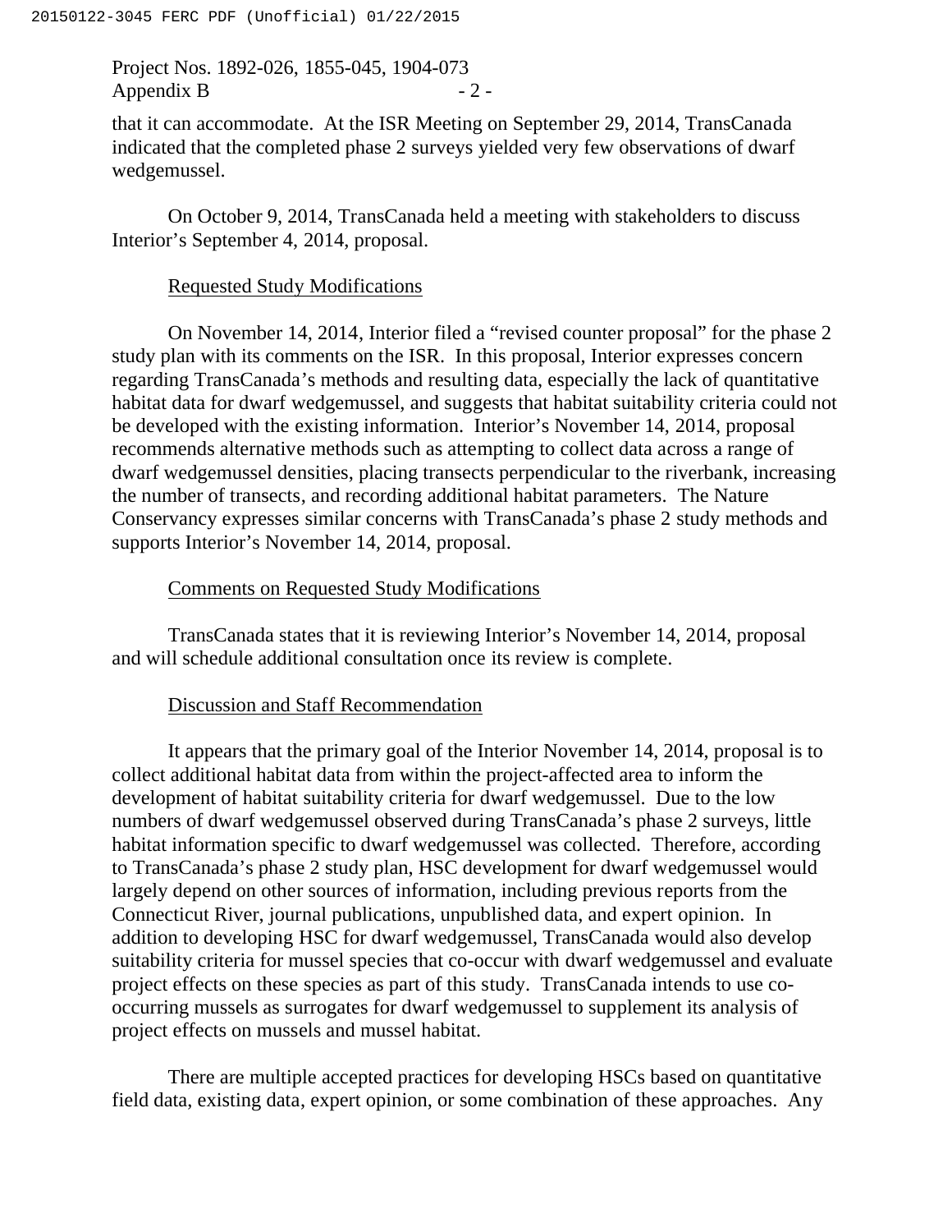that it can accommodate. At the ISR Meeting on September 29, 2014, TransCanada indicated that the completed phase 2 surveys yielded very few observations of dwarf wedgemussel.

On October 9, 2014, TransCanada held a meeting with stakeholders to discuss Interior's September 4, 2014, proposal.

Requested Study Modifications

On November 14, 2014, Interior filed a "revised counter proposal" for the phase 2 study plan with its comments on the ISR. In this proposal, Interior expresses concern regarding TransCanada's methods and resulting data, especially the lack of quantitative habitat data for dwarf wedgemussel, and suggests that habitat suitability criteria could not be developed with the existing information. Interior's November 14, 2014, proposal recommends alternative methods such as attempting to collect data across a range of dwarf wedgemussel densities, placing transects perpendicular to the riverbank, increasing the number of transects, and recording additional habitat parameters. The Nature Conservancy expresses similar concerns with TransCanada's phase 2 study methods and supports Interior's November 14, 2014, proposal.

Comments on Requested Study Modifications

TransCanada states that it is reviewing Interior's November 14, 2014, proposal and will schedule additional consultation once its review is complete.

Discussion and Staff Recommendation

It appears that the primary goal of the Interior November 14, 2014, proposal is to collect additional habitat data from within the project-affected area to inform the development of habitat suitability criteria for dwarf wedgemussel. Due to the low numbers of dwarf wedgemussel observed during TransCanada's phase 2 surveys, little habitat information specific to dwarf wedgemussel was collected. Therefore, according to TransCanada's phase 2 study plan, HSC development for dwarf wedgemussel would largely depend on other sources of information, including previous reports from the Connecticut River, journal publications, unpublished data, and expert opinion. In addition to developing HSC for dwarf wedgemussel, TransCanada would also develop suitability criteria for mussel species that co-occur with dwarf wedgemussel and evaluate project effects on these species as part of this study. TransCanada intends to use co-occurring mussels as surrogates for dwarf wedgemussel to supplement its analysis of project effects on mussels and mussel habitat.

There are multiple accepted practices for developing HSCs based on quantitative field data, existing data, expert opinion, or some combination of these approaches. Any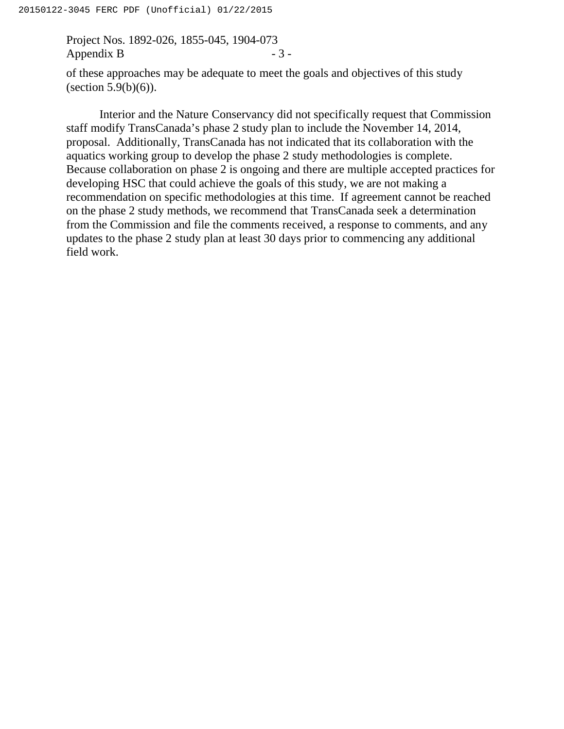of these approaches may be adequate to meet the goals and objectives of this study (section 5.9(b)(6)).

Interior and the Nature Conservancy did not specifically request that Commission staff modify TransCanada's phase 2 study plan to include the November 14, 2014, proposal. Additionally, TransCanada has not indicated that its collaboration with the aquatics working group to develop the phase 2 study methodologies is complete. Because collaboration on phase 2 is ongoing and there are multiple accepted practices for developing HSC that could achieve the goals of this study, we are not making a recommendation on specific methodologies at this time. If agreement cannot be reached on the phase 2 study methods, we recommend that TransCanada seek a determination from the Commission and file the comments received, a response to comments, and any updates to the phase 2 study plan at least 30 days prior to commencing any additional field work.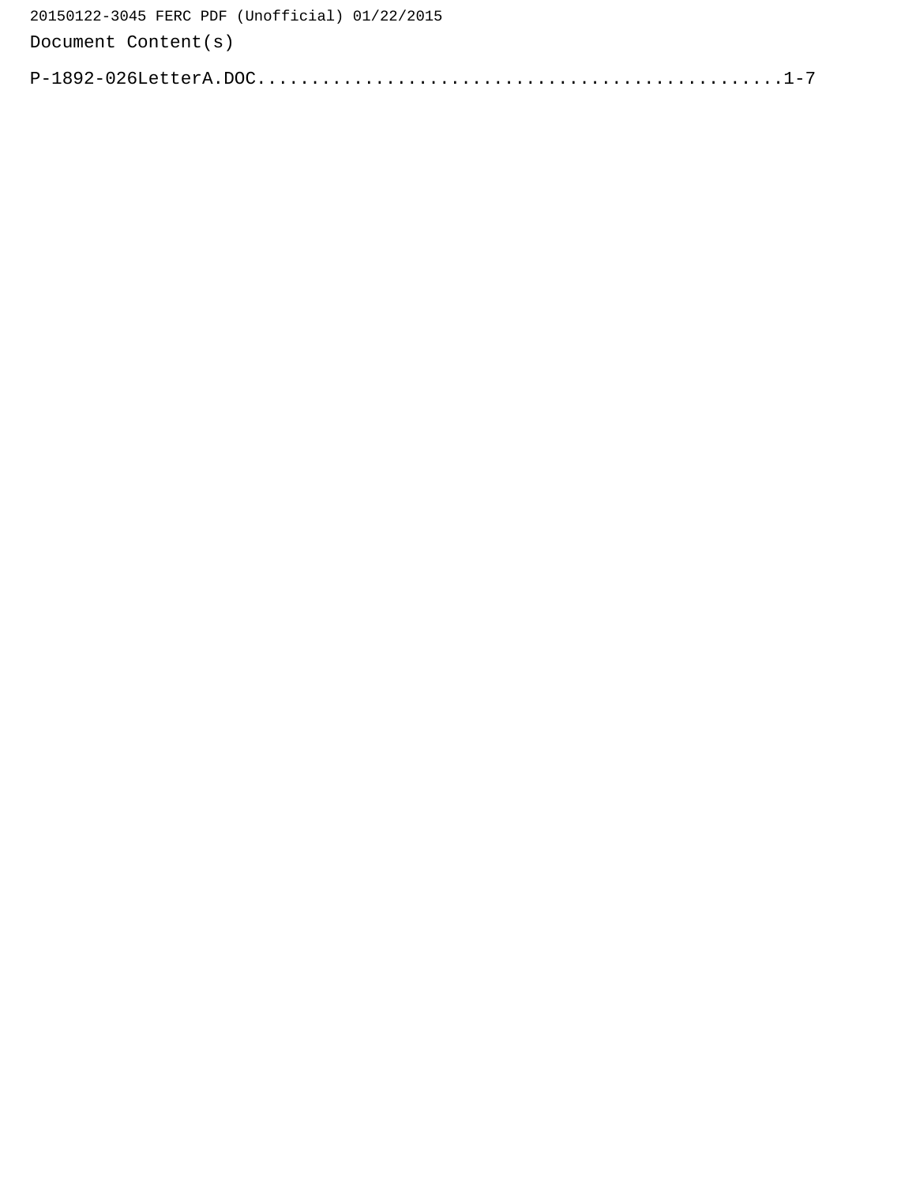Document Content(s)

P-1892-026LetterA.DOC..................................................1-7